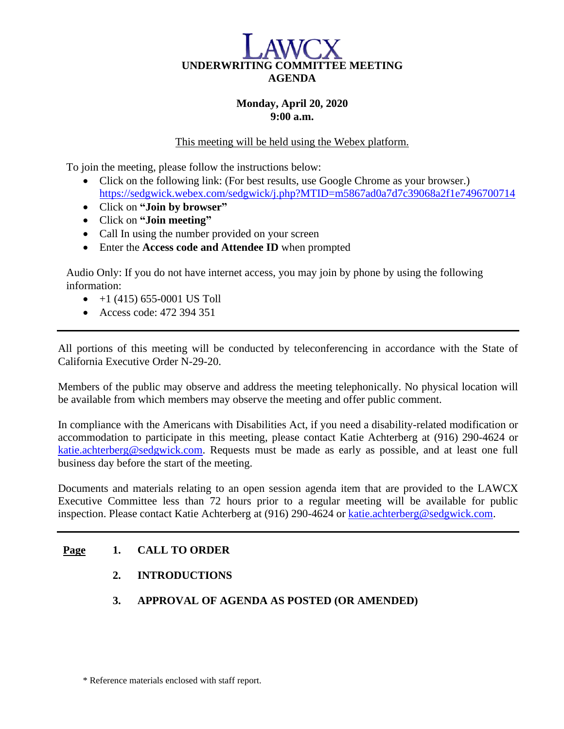# LAWCX

## UNDERWRITING COMMITTEE MEETING AGENDA

**Monday, April 20, 2020**
**9:00 a.m.**

This meeting will be held using the Webex platform.

To join the meeting, please follow the instructions below:

- Click on the following link: (For best results, use Google Chrome as your browser.) https://sedgwick.webex.com/sedgwick/j.php?MTID=m5867ad0a7d7c39068a2f1e7496700714
- Click on **"Join by browser"**
- Click on **"Join meeting"**
- Call In using the number provided on your screen
- Enter the **Access code and Attendee ID** when prompted

Audio Only: If you do not have internet access, you may join by phone by using the following information:

- +1 (415) 655-0001 US Toll
- Access code: 472 394 351

---

All portions of this meeting will be conducted by teleconferencing in accordance with the State of California Executive Order N-29-20.

Members of the public may observe and address the meeting telephonically. No physical location will be available from which members may observe the meeting and offer public comment.

In compliance with the Americans with Disabilities Act, if you need a disability-related modification or accommodation to participate in this meeting, please contact Katie Achterberg at (916) 290-4624 or katie.achterberg@sedgwick.com. Requests must be made as early as possible, and at least one full business day before the start of the meeting.

Documents and materials relating to an open session agenda item that are provided to the LAWCX Executive Committee less than 72 hours prior to a regular meeting will be available for public inspection. Please contact Katie Achterberg at (916) 290-4624 or katie.achterberg@sedgwick.com.

---

**Page**

1. **CALL TO ORDER**

2. **INTRODUCTIONS**

3. **APPROVAL OF AGENDA AS POSTED (OR AMENDED)**

\* Reference materials enclosed with staff report.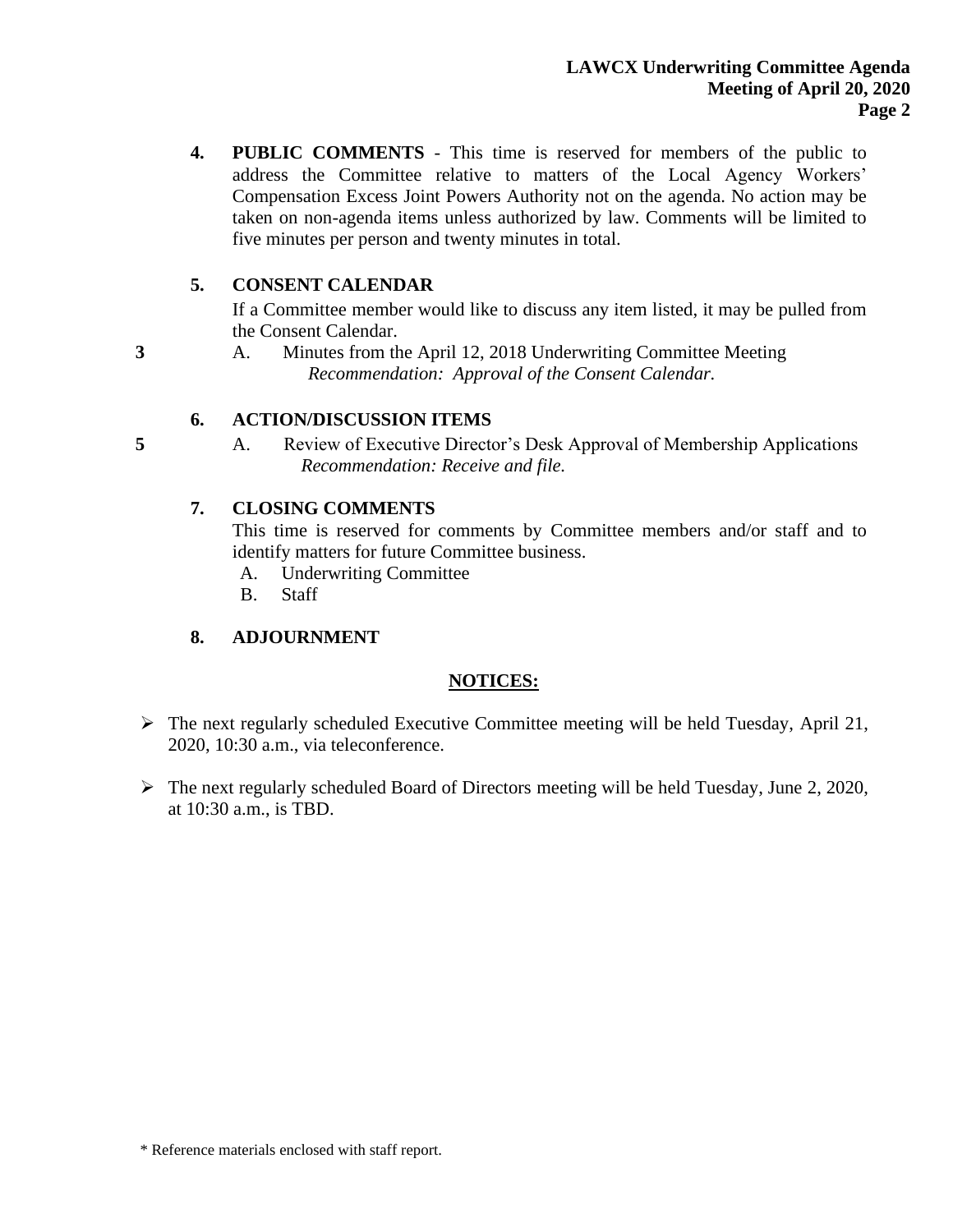**4. PUBLIC COMMENTS** - This time is reserved for members of the public to address the Committee relative to matters of the Local Agency Workers' Compensation Excess Joint Powers Authority not on the agenda. No action may be taken on non-agenda items unless authorized by law. Comments will be limited to five minutes per person and twenty minutes in total.

**5. CONSENT CALENDAR**

If a Committee member would like to discuss any item listed, it may be pulled from the Consent Calendar.

3 A. Minutes from the April 12, 2018 Underwriting Committee Meeting
*Recommendation: Approval of the Consent Calendar.*

**6. ACTION/DISCUSSION ITEMS**

5 A. Review of Executive Director's Desk Approval of Membership Applications
*Recommendation: Receive and file.*

**7. CLOSING COMMENTS**

This time is reserved for comments by Committee members and/or staff and to identify matters for future Committee business.

A. Underwriting Committee
B. Staff

**8. ADJOURNMENT**

## NOTICES:

- The next regularly scheduled Executive Committee meeting will be held Tuesday, April 21, 2020, 10:30 a.m., via teleconference.
- The next regularly scheduled Board of Directors meeting will be held Tuesday, June 2, 2020, at 10:30 a.m., is TBD.

\* Reference materials enclosed with staff report.